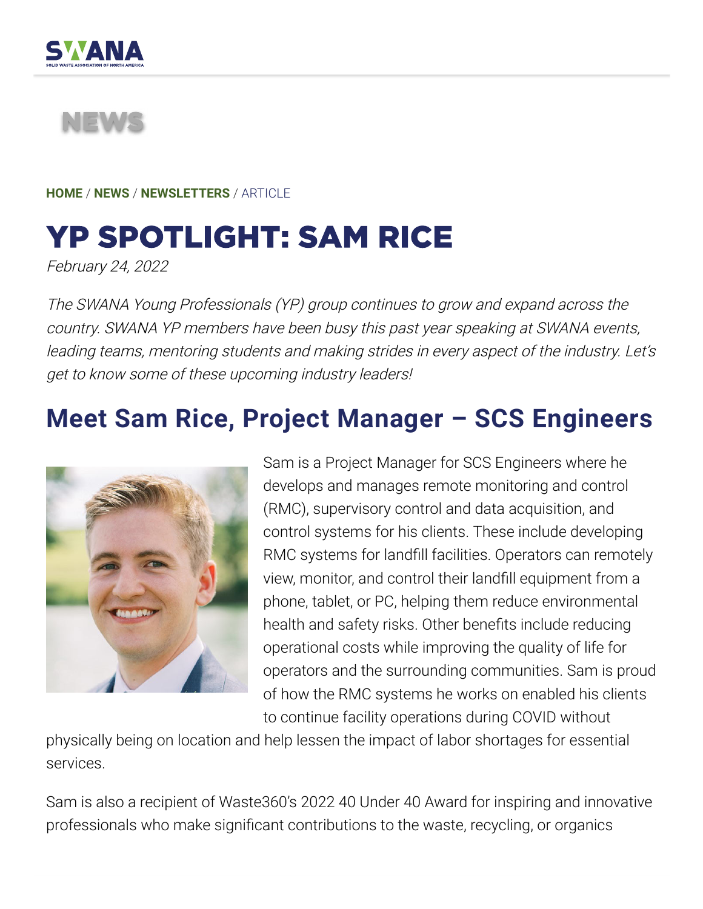NEWS

HOME / NEWS / NEWSLETTERS / ARTICLE

# YP SPOTLIGHT: SAM RICE

*February 24, 2022*

*The SWANA Young Professionals (YP) group continues to grow and expand across the country. SWANA YP members have been busy this past year speaking at SWANA events, leading teams, mentoring students and making strides in every aspect of the industry. Let's get to know some of these upcoming industry leaders!*

## Meet Sam Rice, Project Manager – SCS Engineers

Sam is a Project Manager for SCS Engineers where he develops and manages remote monitoring and control (RMC), supervisory control and data acquisition, and control systems for his clients. These include developing RMC systems for landfill facilities. Operators can remotely view, monitor, and control their landfill equipment from a phone, tablet, or PC, helping them reduce environmental health and safety risks. Other benefits include reducing operational costs while improving the quality of life for operators and the surrounding communities. Sam is proud of how the RMC systems he works on enabled his clients to continue facility operations during COVID without physically being on location and help lessen the impact of labor shortages for essential services.

Sam is also a recipient of Waste360's 2022 40 Under 40 Award for inspiring and innovative professionals who make significant contributions to the waste, recycling, or organics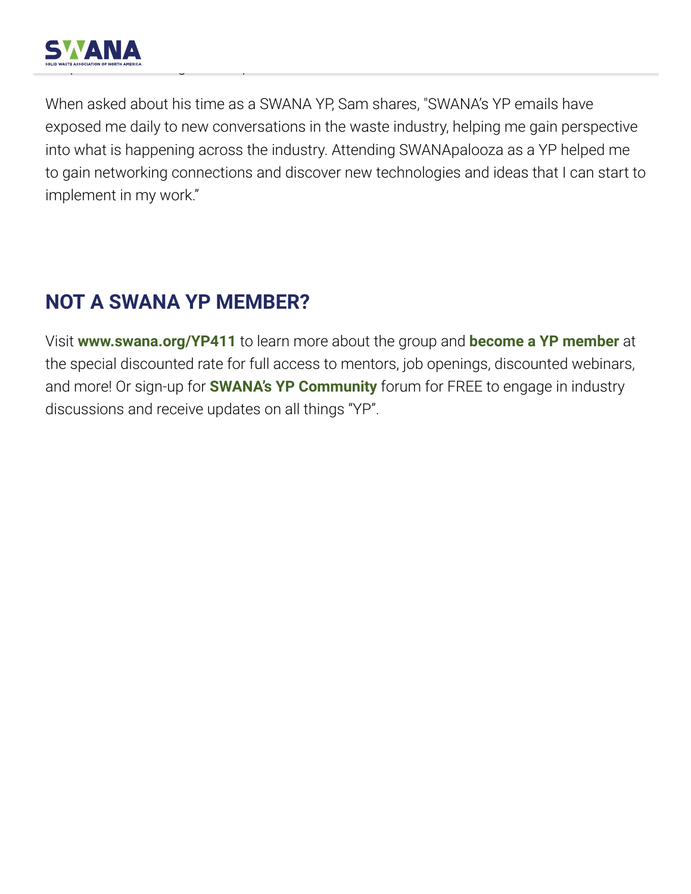When asked about his time as a SWANA YP, Sam shares, "SWANA's YP emails have exposed me daily to new conversations in the waste industry, helping me gain perspective into what is happening across the industry. Attending SWANApalooza as a YP helped me to gain networking connections and discover new technologies and ideas that I can start to implement in my work."

## NOT A SWANA YP MEMBER?

Visit **www.swana.org/YP411** to learn more about the group and **become a YP member** at the special discounted rate for full access to mentors, job openings, discounted webinars, and more! Or sign-up for **SWANA's YP Community** forum for FREE to engage in industry discussions and receive updates on all things "YP".